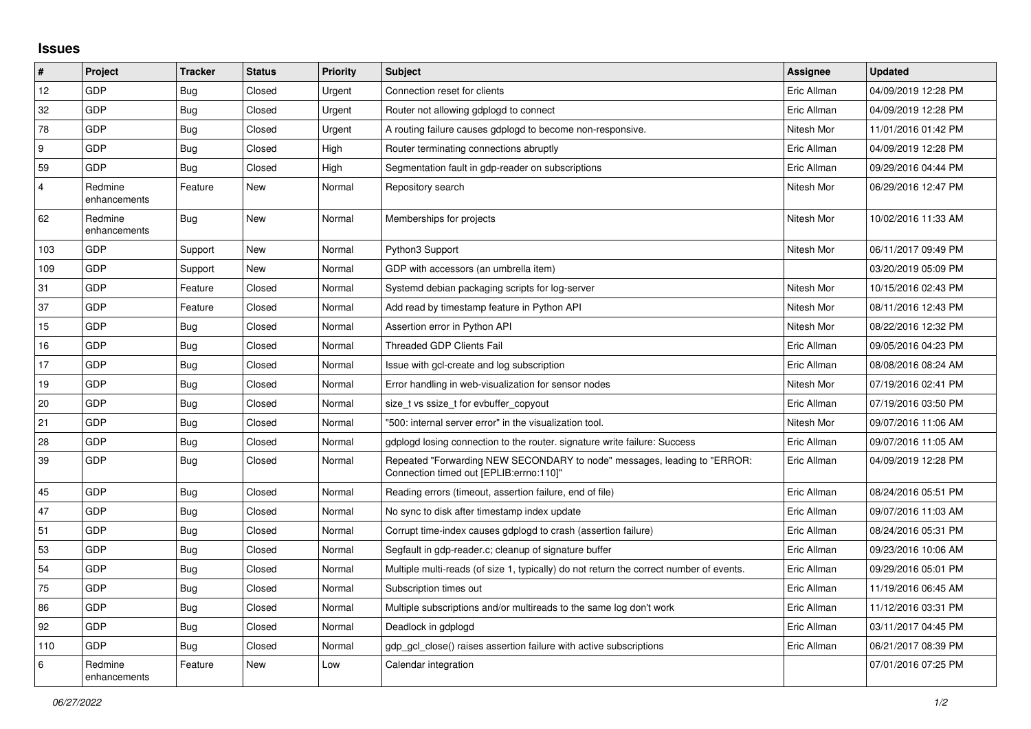# Issues

| # | Project | Tracker | Status | Priority | Subject | Assignee | Updated |
|---|---|---|---|---|---|---|---|
| 12 | GDP | Bug | Closed | Urgent | Connection reset for clients | Eric Allman | 04/09/2019 12:28 PM |
| 32 | GDP | Bug | Closed | Urgent | Router not allowing gdplogd to connect | Eric Allman | 04/09/2019 12:28 PM |
| 78 | GDP | Bug | Closed | Urgent | A routing failure causes gdplogd to become non-responsive. | Nitesh Mor | 11/01/2016 01:42 PM |
| 9 | GDP | Bug | Closed | High | Router terminating connections abruptly | Eric Allman | 04/09/2019 12:28 PM |
| 59 | GDP | Bug | Closed | High | Segmentation fault in gdp-reader on subscriptions | Eric Allman | 09/29/2016 04:44 PM |
| 4 | Redmine enhancements | Feature | New | Normal | Repository search | Nitesh Mor | 06/29/2016 12:47 PM |
| 62 | Redmine enhancements | Bug | New | Normal | Memberships for projects | Nitesh Mor | 10/02/2016 11:33 AM |
| 103 | GDP | Support | New | Normal | Python3 Support | Nitesh Mor | 06/11/2017 09:49 PM |
| 109 | GDP | Support | New | Normal | GDP with accessors (an umbrella item) | | 03/20/2019 05:09 PM |
| 31 | GDP | Feature | Closed | Normal | Systemd debian packaging scripts for log-server | Nitesh Mor | 10/15/2016 02:43 PM |
| 37 | GDP | Feature | Closed | Normal | Add read by timestamp feature in Python API | Nitesh Mor | 08/11/2016 12:43 PM |
| 15 | GDP | Bug | Closed | Normal | Assertion error in Python API | Nitesh Mor | 08/22/2016 12:32 PM |
| 16 | GDP | Bug | Closed | Normal | Threaded GDP Clients Fail | Eric Allman | 09/05/2016 04:23 PM |
| 17 | GDP | Bug | Closed | Normal | Issue with gcl-create and log subscription | Eric Allman | 08/08/2016 08:24 AM |
| 19 | GDP | Bug | Closed | Normal | Error handling in web-visualization for sensor nodes | Nitesh Mor | 07/19/2016 02:41 PM |
| 20 | GDP | Bug | Closed | Normal | size_t vs ssize_t for evbuffer_copyout | Eric Allman | 07/19/2016 03:50 PM |
| 21 | GDP | Bug | Closed | Normal | "500: internal server error" in the visualization tool. | Nitesh Mor | 09/07/2016 11:06 AM |
| 28 | GDP | Bug | Closed | Normal | gdplogd losing connection to the router. signature write failure: Success | Eric Allman | 09/07/2016 11:05 AM |
| 39 | GDP | Bug | Closed | Normal | Repeated "Forwarding NEW SECONDARY to node" messages, leading to "ERROR: Connection timed out [EPLIB:errno:110]" | Eric Allman | 04/09/2019 12:28 PM |
| 45 | GDP | Bug | Closed | Normal | Reading errors (timeout, assertion failure, end of file) | Eric Allman | 08/24/2016 05:51 PM |
| 47 | GDP | Bug | Closed | Normal | No sync to disk after timestamp index update | Eric Allman | 09/07/2016 11:03 AM |
| 51 | GDP | Bug | Closed | Normal | Corrupt time-index causes gdplogd to crash (assertion failure) | Eric Allman | 08/24/2016 05:31 PM |
| 53 | GDP | Bug | Closed | Normal | Segfault in gdp-reader.c; cleanup of signature buffer | Eric Allman | 09/23/2016 10:06 AM |
| 54 | GDP | Bug | Closed | Normal | Multiple multi-reads (of size 1, typically) do not return the correct number of events. | Eric Allman | 09/29/2016 05:01 PM |
| 75 | GDP | Bug | Closed | Normal | Subscription times out | Eric Allman | 11/19/2016 06:45 AM |
| 86 | GDP | Bug | Closed | Normal | Multiple subscriptions and/or multireads to the same log don't work | Eric Allman | 11/12/2016 03:31 PM |
| 92 | GDP | Bug | Closed | Normal | Deadlock in gdplogd | Eric Allman | 03/11/2017 04:45 PM |
| 110 | GDP | Bug | Closed | Normal | gdp_gcl_close() raises assertion failure with active subscriptions | Eric Allman | 06/21/2017 08:39 PM |
| 6 | Redmine enhancements | Feature | New | Low | Calendar integration | | 07/01/2016 07:25 PM |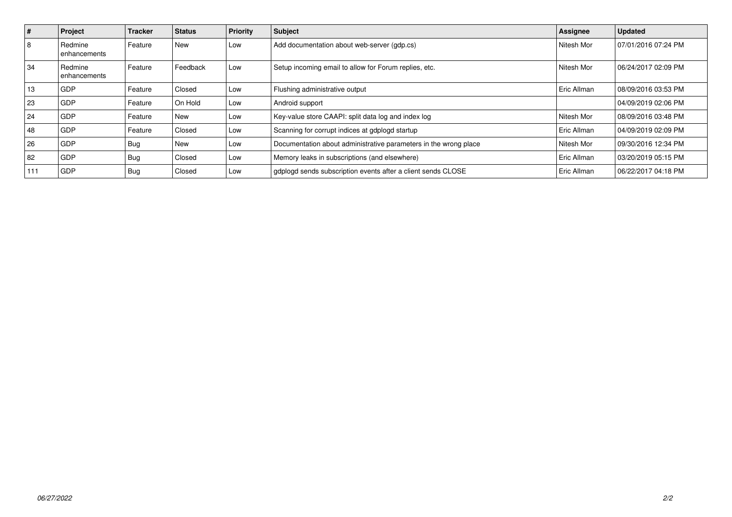| # | Project | Tracker | Status | Priority | Subject | Assignee | Updated |
|---|---|---|---|---|---|---|---|
| 8 | Redmine enhancements | Feature | New | Low | Add documentation about web-server (gdp.cs) | Nitesh Mor | 07/01/2016 07:24 PM |
| 34 | Redmine enhancements | Feature | Feedback | Low | Setup incoming email to allow for Forum replies, etc. | Nitesh Mor | 06/24/2017 02:09 PM |
| 13 | GDP | Feature | Closed | Low | Flushing administrative output | Eric Allman | 08/09/2016 03:53 PM |
| 23 | GDP | Feature | On Hold | Low | Android support | | 04/09/2019 02:06 PM |
| 24 | GDP | Feature | New | Low | Key-value store CAAPI: split data log and index log | Nitesh Mor | 08/09/2016 03:48 PM |
| 48 | GDP | Feature | Closed | Low | Scanning for corrupt indices at gdplogd startup | Eric Allman | 04/09/2019 02:09 PM |
| 26 | GDP | Bug | New | Low | Documentation about administrative parameters in the wrong place | Nitesh Mor | 09/30/2016 12:34 PM |
| 82 | GDP | Bug | Closed | Low | Memory leaks in subscriptions (and elsewhere) | Eric Allman | 03/20/2019 05:15 PM |
| 111 | GDP | Bug | Closed | Low | gdplogd sends subscription events after a client sends CLOSE | Eric Allman | 06/22/2017 04:18 PM |